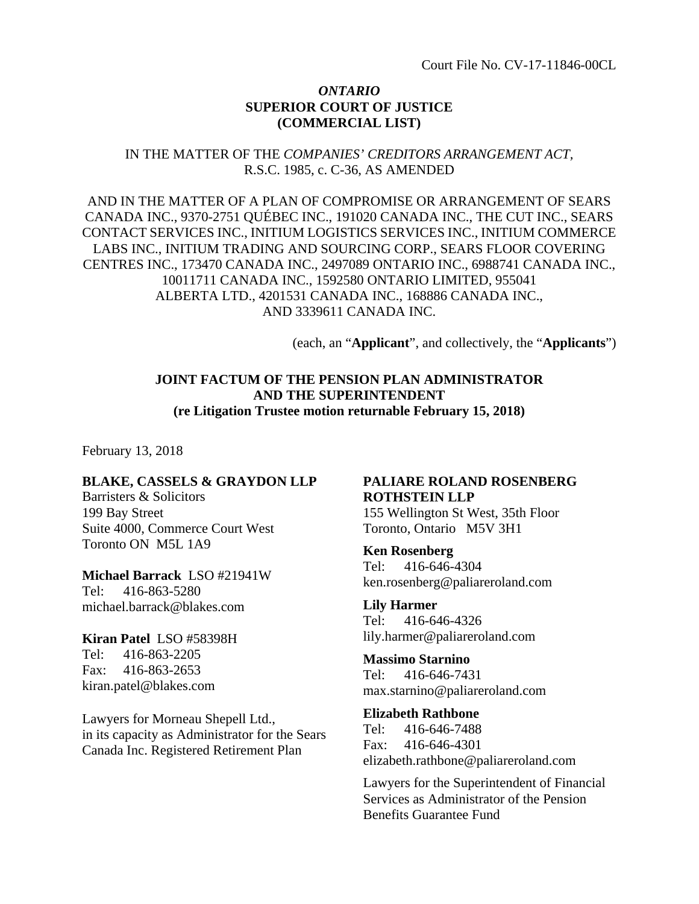Court File No. CV-17-11846-00CL

***ONTARIO***
**SUPERIOR COURT OF JUSTICE**
**(COMMERCIAL LIST)**

IN THE MATTER OF THE *COMPANIES' CREDITORS ARRANGEMENT ACT,* R.S.C. 1985, c. C-36, AS AMENDED

AND IN THE MATTER OF A PLAN OF COMPROMISE OR ARRANGEMENT OF SEARS CANADA INC., 9370-2751 QUÉBEC INC., 191020 CANADA INC., THE CUT INC., SEARS CONTACT SERVICES INC., INITIUM LOGISTICS SERVICES INC., INITIUM COMMERCE LABS INC., INITIUM TRADING AND SOURCING CORP., SEARS FLOOR COVERING CENTRES INC., 173470 CANADA INC., 2497089 ONTARIO INC., 6988741 CANADA INC., 10011711 CANADA INC., 1592580 ONTARIO LIMITED, 955041 ALBERTA LTD., 4201531 CANADA INC., 168886 CANADA INC., AND 3339611 CANADA INC.

(each, an "**Applicant**", and collectively, the "**Applicants**")

**JOINT FACTUM OF THE PENSION PLAN ADMINISTRATOR AND THE SUPERINTENDENT**
**(re Litigation Trustee motion returnable February 15, 2018)**

February 13, 2018

**BLAKE, CASSELS & GRAYDON LLP**
Barristers & Solicitors
199 Bay Street
Suite 4000, Commerce Court West
Toronto ON M5L 1A9

**Michael Barrack** LSO #21941W
Tel: 416-863-5280
michael.barrack@blakes.com

**Kiran Patel** LSO #58398H
Tel: 416-863-2205
Fax: 416-863-2653
kiran.patel@blakes.com

Lawyers for Morneau Shepell Ltd., in its capacity as Administrator for the Sears Canada Inc. Registered Retirement Plan

**PALIARE ROLAND ROSENBERG ROTHSTEIN LLP**
155 Wellington St West, 35th Floor
Toronto, Ontario M5V 3H1

**Ken Rosenberg**
Tel: 416-646-4304
ken.rosenberg@paliareroland.com

**Lily Harmer**
Tel: 416-646-4326
lily.harmer@paliareroland.com

**Massimo Starnino**
Tel: 416-646-7431
max.starnino@paliareroland.com

**Elizabeth Rathbone**
Tel: 416-646-7488
Fax: 416-646-4301
elizabeth.rathbone@paliareroland.com

Lawyers for the Superintendent of Financial Services as Administrator of the Pension Benefits Guarantee Fund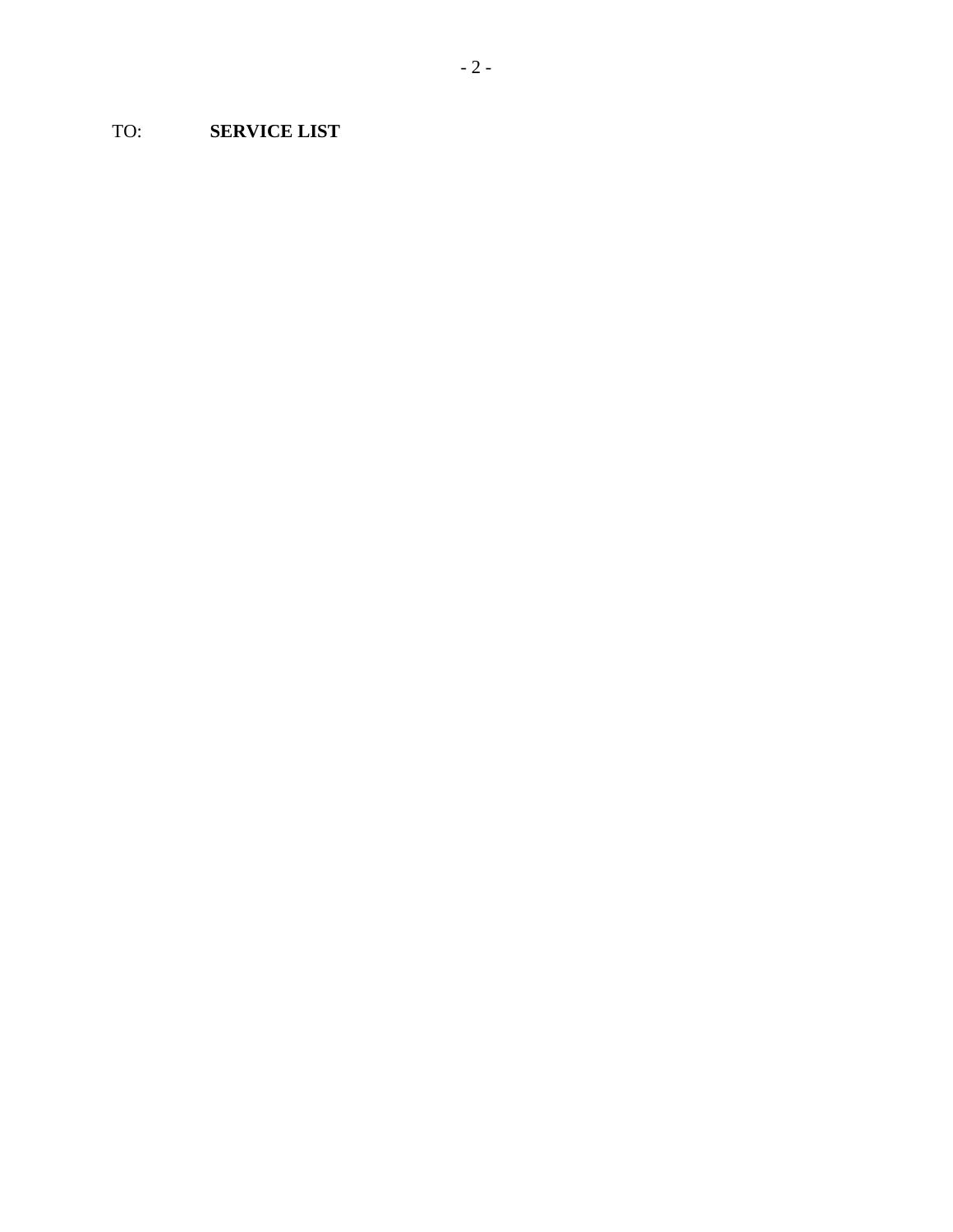TO: **SERVICE LIST**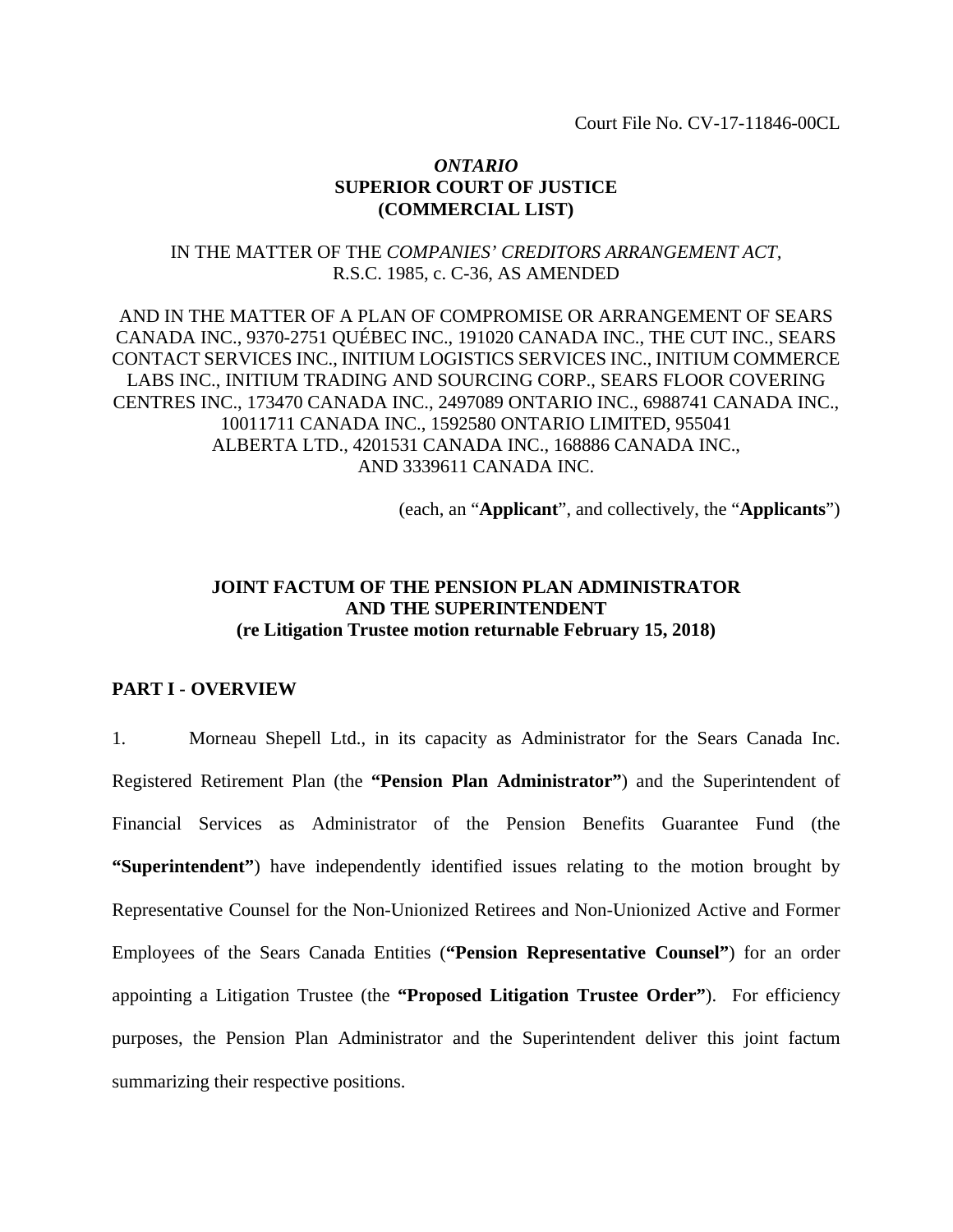Court File No. CV-17-11846-00CL

***ONTARIO***
**SUPERIOR COURT OF JUSTICE**
**(COMMERCIAL LIST)**

IN THE MATTER OF THE *COMPANIES' CREDITORS ARRANGEMENT ACT*, R.S.C. 1985, c. C-36, AS AMENDED

AND IN THE MATTER OF A PLAN OF COMPROMISE OR ARRANGEMENT OF SEARS CANADA INC., 9370-2751 QUÉBEC INC., 191020 CANADA INC., THE CUT INC., SEARS CONTACT SERVICES INC., INITIUM LOGISTICS SERVICES INC., INITIUM COMMERCE LABS INC., INITIUM TRADING AND SOURCING CORP., SEARS FLOOR COVERING CENTRES INC., 173470 CANADA INC., 2497089 ONTARIO INC., 6988741 CANADA INC., 10011711 CANADA INC., 1592580 ONTARIO LIMITED, 955041 ALBERTA LTD., 4201531 CANADA INC., 168886 CANADA INC., AND 3339611 CANADA INC.

(each, an "**Applicant**", and collectively, the "**Applicants**")

**JOINT FACTUM OF THE PENSION PLAN ADMINISTRATOR AND THE SUPERINTENDENT**
**(re Litigation Trustee motion returnable February 15, 2018)**

## PART I - OVERVIEW

1. Morneau Shepell Ltd., in its capacity as Administrator for the Sears Canada Inc. Registered Retirement Plan (the **"Pension Plan Administrator"**) and the Superintendent of Financial Services as Administrator of the Pension Benefits Guarantee Fund (the **"Superintendent"**) have independently identified issues relating to the motion brought by Representative Counsel for the Non-Unionized Retirees and Non-Unionized Active and Former Employees of the Sears Canada Entities (**"Pension Representative Counsel"**) for an order appointing a Litigation Trustee (the **"Proposed Litigation Trustee Order"**). For efficiency purposes, the Pension Plan Administrator and the Superintendent deliver this joint factum summarizing their respective positions.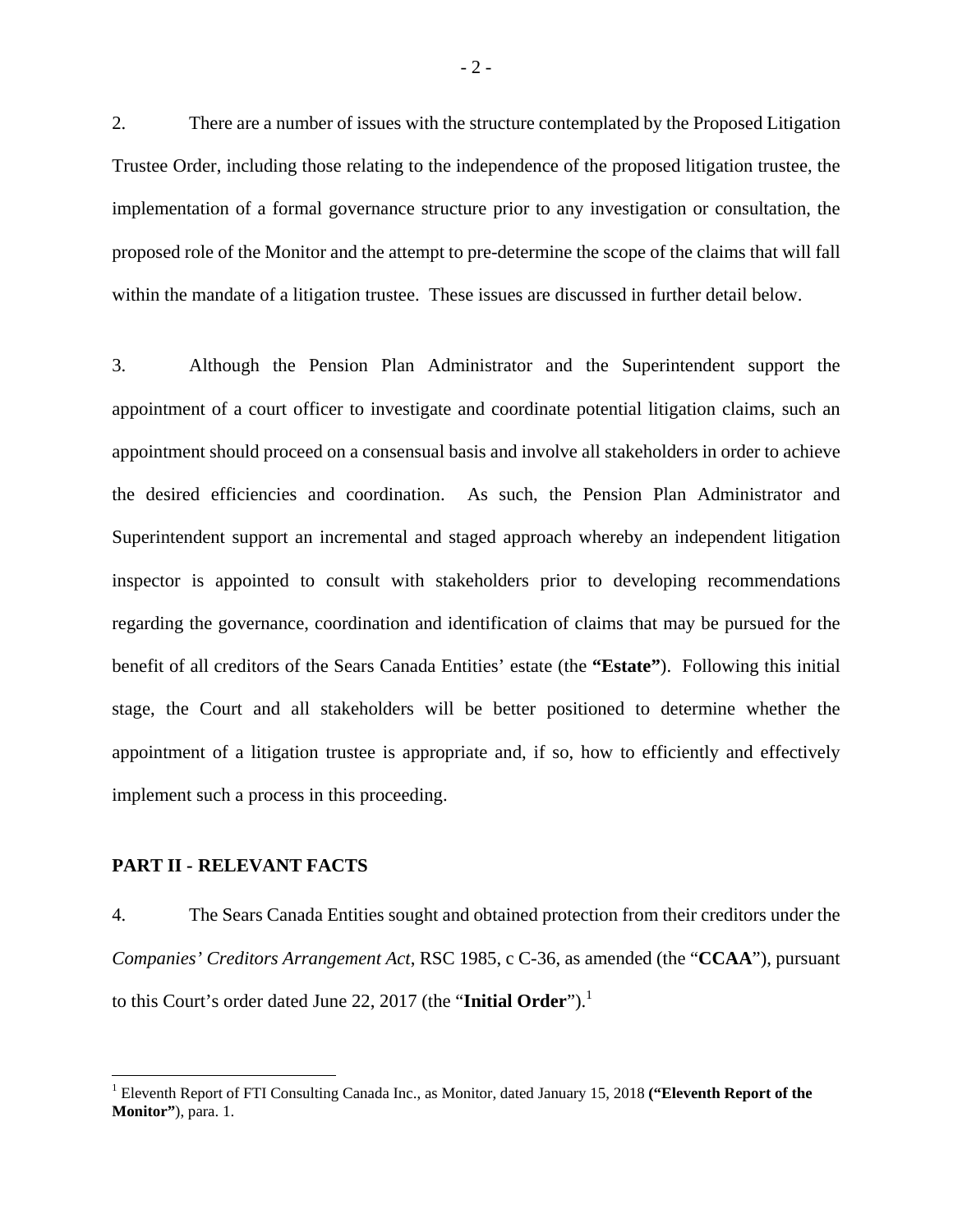2. There are a number of issues with the structure contemplated by the Proposed Litigation Trustee Order, including those relating to the independence of the proposed litigation trustee, the implementation of a formal governance structure prior to any investigation or consultation, the proposed role of the Monitor and the attempt to pre-determine the scope of the claims that will fall within the mandate of a litigation trustee. These issues are discussed in further detail below.

3. Although the Pension Plan Administrator and the Superintendent support the appointment of a court officer to investigate and coordinate potential litigation claims, such an appointment should proceed on a consensual basis and involve all stakeholders in order to achieve the desired efficiencies and coordination. As such, the Pension Plan Administrator and Superintendent support an incremental and staged approach whereby an independent litigation inspector is appointed to consult with stakeholders prior to developing recommendations regarding the governance, coordination and identification of claims that may be pursued for the benefit of all creditors of the Sears Canada Entities' estate (the **"Estate"**). Following this initial stage, the Court and all stakeholders will be better positioned to determine whether the appointment of a litigation trustee is appropriate and, if so, how to efficiently and effectively implement such a process in this proceeding.

## PART II - RELEVANT FACTS

4. The Sears Canada Entities sought and obtained protection from their creditors under the *Companies' Creditors Arrangement Act*, RSC 1985, c C-36, as amended (the "**CCAA**"), pursuant to this Court's order dated June 22, 2017 (the "**Initial Order**").[1]

---

[1] Eleventh Report of FTI Consulting Canada Inc., as Monitor, dated January 15, 2018 **("Eleventh Report of the Monitor")**, para. 1.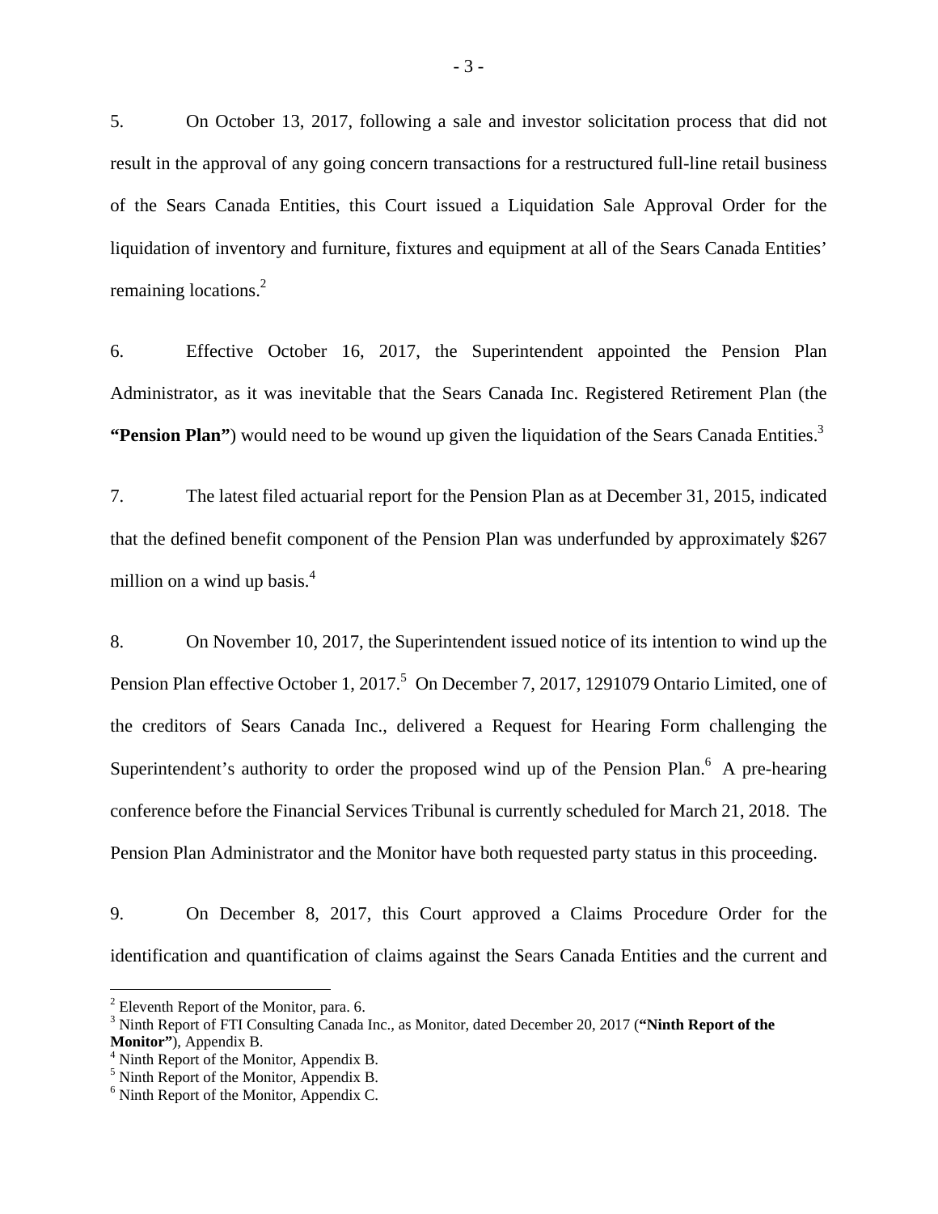5. On October 13, 2017, following a sale and investor solicitation process that did not result in the approval of any going concern transactions for a restructured full-line retail business of the Sears Canada Entities, this Court issued a Liquidation Sale Approval Order for the liquidation of inventory and furniture, fixtures and equipment at all of the Sears Canada Entities' remaining locations.[2]

6. Effective October 16, 2017, the Superintendent appointed the Pension Plan Administrator, as it was inevitable that the Sears Canada Inc. Registered Retirement Plan (the **"Pension Plan"**) would need to be wound up given the liquidation of the Sears Canada Entities.[3]

7. The latest filed actuarial report for the Pension Plan as at December 31, 2015, indicated that the defined benefit component of the Pension Plan was underfunded by approximately $267 million on a wind up basis.[4]

8. On November 10, 2017, the Superintendent issued notice of its intention to wind up the Pension Plan effective October 1, 2017.[5] On December 7, 2017, 1291079 Ontario Limited, one of the creditors of Sears Canada Inc., delivered a Request for Hearing Form challenging the Superintendent's authority to order the proposed wind up of the Pension Plan.[6] A pre-hearing conference before the Financial Services Tribunal is currently scheduled for March 21, 2018. The Pension Plan Administrator and the Monitor have both requested party status in this proceeding.

9. On December 8, 2017, this Court approved a Claims Procedure Order for the identification and quantification of claims against the Sears Canada Entities and the current and

---

[2] Eleventh Report of the Monitor, para. 6.

[3] Ninth Report of FTI Consulting Canada Inc., as Monitor, dated December 20, 2017 (**"Ninth Report of the Monitor"**), Appendix B.

[4] Ninth Report of the Monitor, Appendix B.

[5] Ninth Report of the Monitor, Appendix B.

[6] Ninth Report of the Monitor, Appendix C.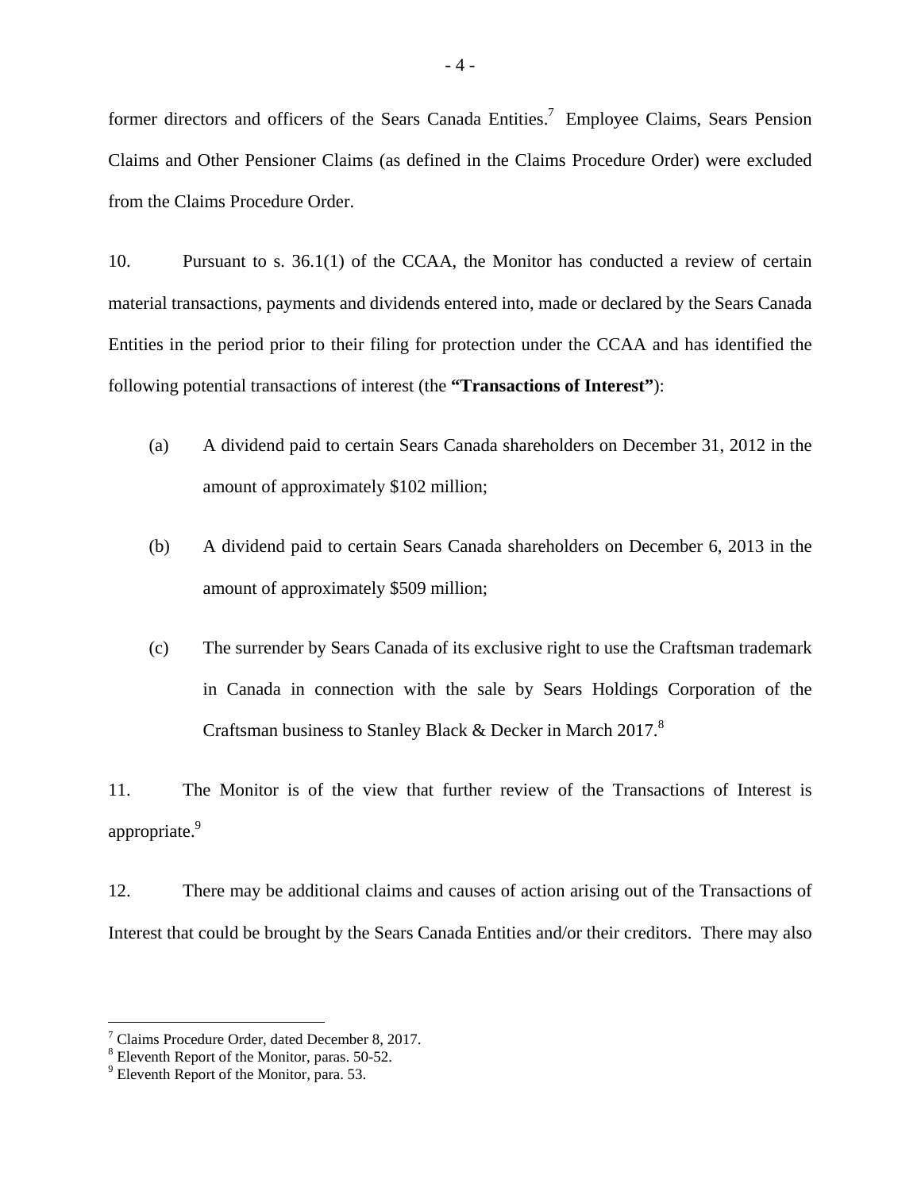former directors and officers of the Sears Canada Entities.[7] Employee Claims, Sears Pension Claims and Other Pensioner Claims (as defined in the Claims Procedure Order) were excluded from the Claims Procedure Order.

10. Pursuant to s. 36.1(1) of the CCAA, the Monitor has conducted a review of certain material transactions, payments and dividends entered into, made or declared by the Sears Canada Entities in the period prior to their filing for protection under the CCAA and has identified the following potential transactions of interest (the **"Transactions of Interest"**):

(a) A dividend paid to certain Sears Canada shareholders on December 31, 2012 in the amount of approximately $102 million;

(b) A dividend paid to certain Sears Canada shareholders on December 6, 2013 in the amount of approximately $509 million;

(c) The surrender by Sears Canada of its exclusive right to use the Craftsman trademark in Canada in connection with the sale by Sears Holdings Corporation of the Craftsman business to Stanley Black & Decker in March 2017.[8]

11. The Monitor is of the view that further review of the Transactions of Interest is appropriate.[9]

12. There may be additional claims and causes of action arising out of the Transactions of Interest that could be brought by the Sears Canada Entities and/or their creditors. There may also

---

[7] Claims Procedure Order, dated December 8, 2017.

[8] Eleventh Report of the Monitor, paras. 50-52.

[9] Eleventh Report of the Monitor, para. 53.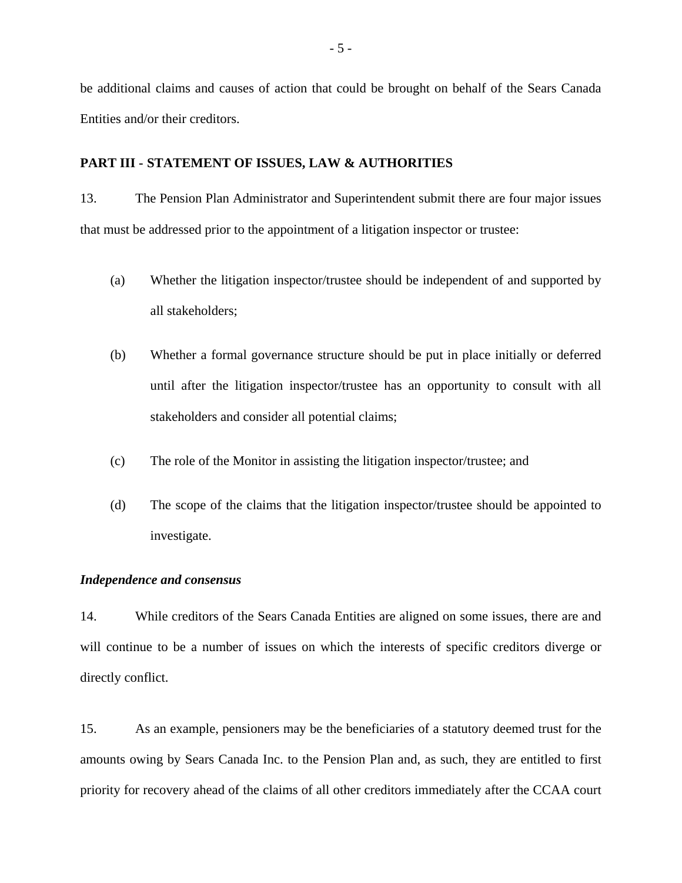be additional claims and causes of action that could be brought on behalf of the Sears Canada Entities and/or their creditors.

**PART III - STATEMENT OF ISSUES, LAW & AUTHORITIES**

13. The Pension Plan Administrator and Superintendent submit there are four major issues that must be addressed prior to the appointment of a litigation inspector or trustee:

(a) Whether the litigation inspector/trustee should be independent of and supported by all stakeholders;

(b) Whether a formal governance structure should be put in place initially or deferred until after the litigation inspector/trustee has an opportunity to consult with all stakeholders and consider all potential claims;

(c) The role of the Monitor in assisting the litigation inspector/trustee; and

(d) The scope of the claims that the litigation inspector/trustee should be appointed to investigate.

***Independence and consensus***

14. While creditors of the Sears Canada Entities are aligned on some issues, there are and will continue to be a number of issues on which the interests of specific creditors diverge or directly conflict.

15. As an example, pensioners may be the beneficiaries of a statutory deemed trust for the amounts owing by Sears Canada Inc. to the Pension Plan and, as such, they are entitled to first priority for recovery ahead of the claims of all other creditors immediately after the CCAA court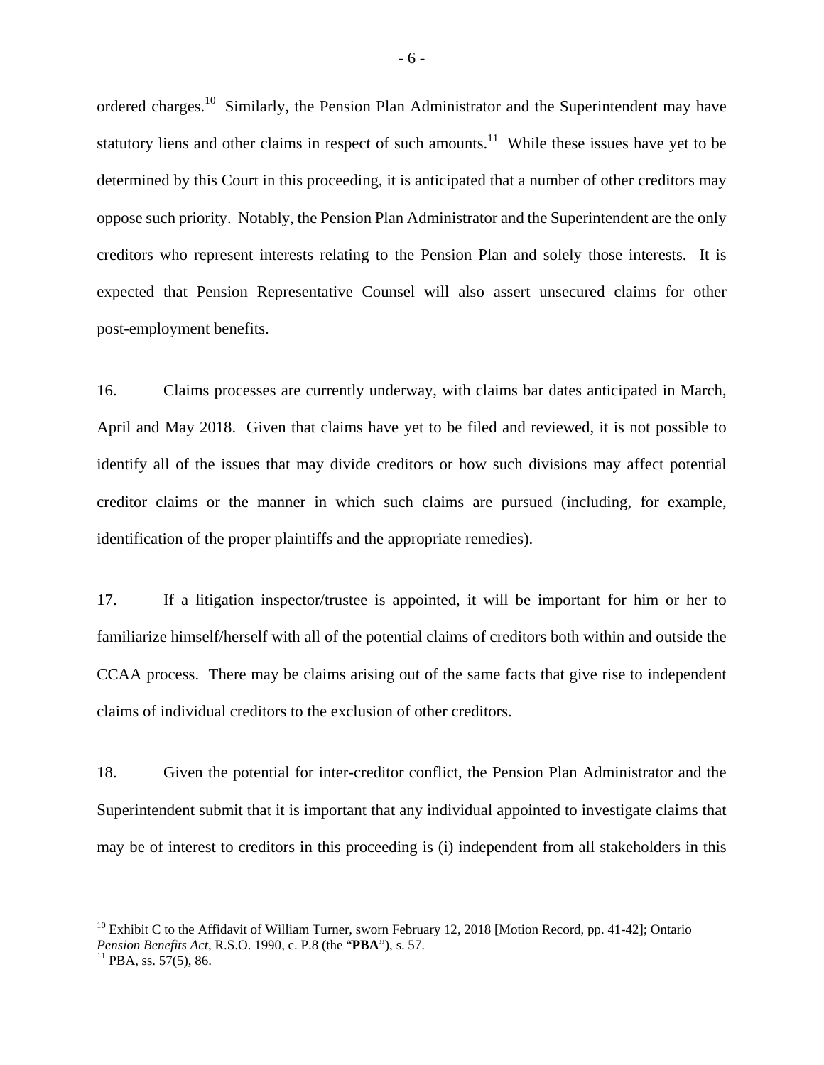ordered charges.[10] Similarly, the Pension Plan Administrator and the Superintendent may have statutory liens and other claims in respect of such amounts.[11] While these issues have yet to be determined by this Court in this proceeding, it is anticipated that a number of other creditors may oppose such priority. Notably, the Pension Plan Administrator and the Superintendent are the only creditors who represent interests relating to the Pension Plan and solely those interests. It is expected that Pension Representative Counsel will also assert unsecured claims for other post-employment benefits.

16. Claims processes are currently underway, with claims bar dates anticipated in March, April and May 2018. Given that claims have yet to be filed and reviewed, it is not possible to identify all of the issues that may divide creditors or how such divisions may affect potential creditor claims or the manner in which such claims are pursued (including, for example, identification of the proper plaintiffs and the appropriate remedies).

17. If a litigation inspector/trustee is appointed, it will be important for him or her to familiarize himself/herself with all of the potential claims of creditors both within and outside the CCAA process. There may be claims arising out of the same facts that give rise to independent claims of individual creditors to the exclusion of other creditors.

18. Given the potential for inter-creditor conflict, the Pension Plan Administrator and the Superintendent submit that it is important that any individual appointed to investigate claims that may be of interest to creditors in this proceeding is (i) independent from all stakeholders in this

---

[10] Exhibit C to the Affidavit of William Turner, sworn February 12, 2018 [Motion Record, pp. 41-42]; Ontario *Pension Benefits Act*, R.S.O. 1990, c. P.8 (the "**PBA**"), s. 57.

[11] PBA, ss. 57(5), 86.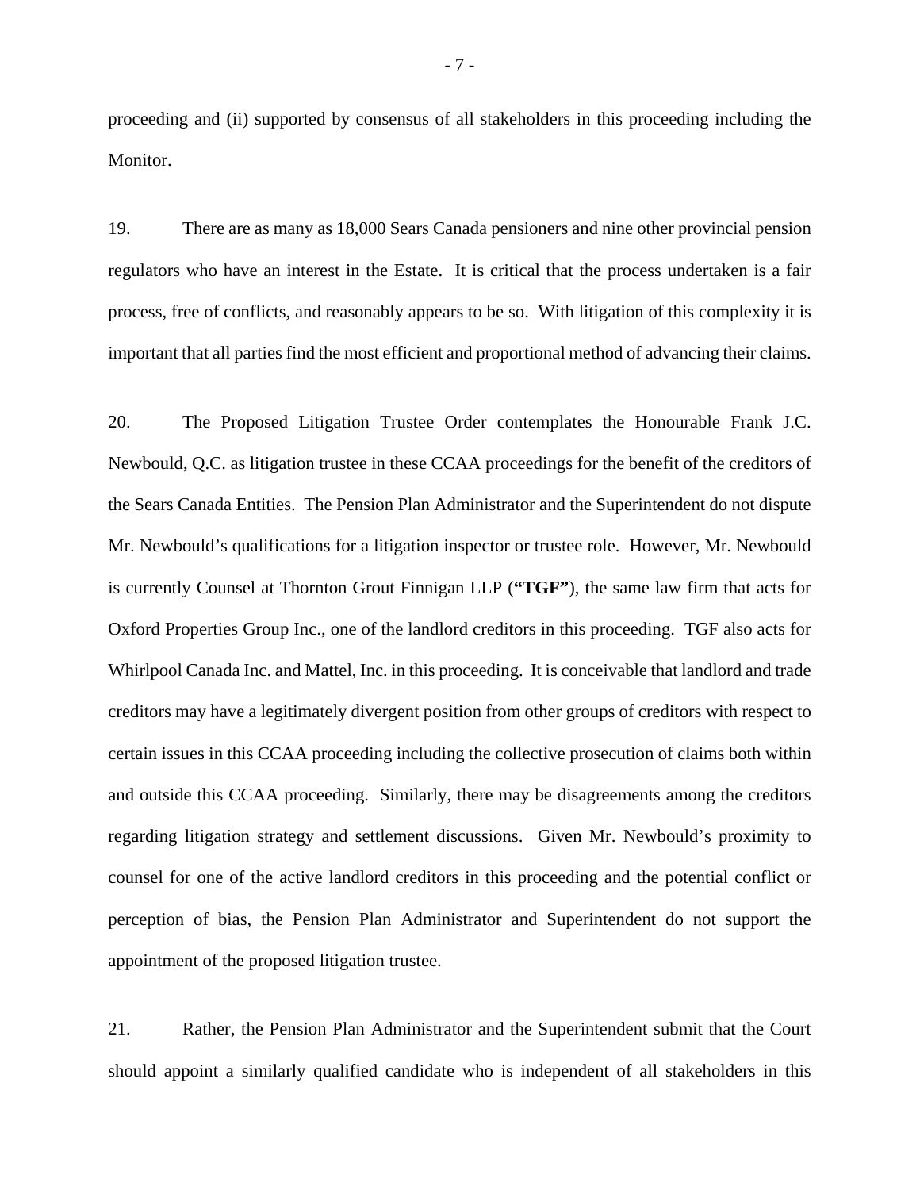proceeding and (ii) supported by consensus of all stakeholders in this proceeding including the Monitor.

19. There are as many as 18,000 Sears Canada pensioners and nine other provincial pension regulators who have an interest in the Estate. It is critical that the process undertaken is a fair process, free of conflicts, and reasonably appears to be so. With litigation of this complexity it is important that all parties find the most efficient and proportional method of advancing their claims.

20. The Proposed Litigation Trustee Order contemplates the Honourable Frank J.C. Newbould, Q.C. as litigation trustee in these CCAA proceedings for the benefit of the creditors of the Sears Canada Entities. The Pension Plan Administrator and the Superintendent do not dispute Mr. Newbould's qualifications for a litigation inspector or trustee role. However, Mr. Newbould is currently Counsel at Thornton Grout Finnigan LLP (**"TGF"**), the same law firm that acts for Oxford Properties Group Inc., one of the landlord creditors in this proceeding. TGF also acts for Whirlpool Canada Inc. and Mattel, Inc. in this proceeding. It is conceivable that landlord and trade creditors may have a legitimately divergent position from other groups of creditors with respect to certain issues in this CCAA proceeding including the collective prosecution of claims both within and outside this CCAA proceeding. Similarly, there may be disagreements among the creditors regarding litigation strategy and settlement discussions. Given Mr. Newbould's proximity to counsel for one of the active landlord creditors in this proceeding and the potential conflict or perception of bias, the Pension Plan Administrator and Superintendent do not support the appointment of the proposed litigation trustee.

21. Rather, the Pension Plan Administrator and the Superintendent submit that the Court should appoint a similarly qualified candidate who is independent of all stakeholders in this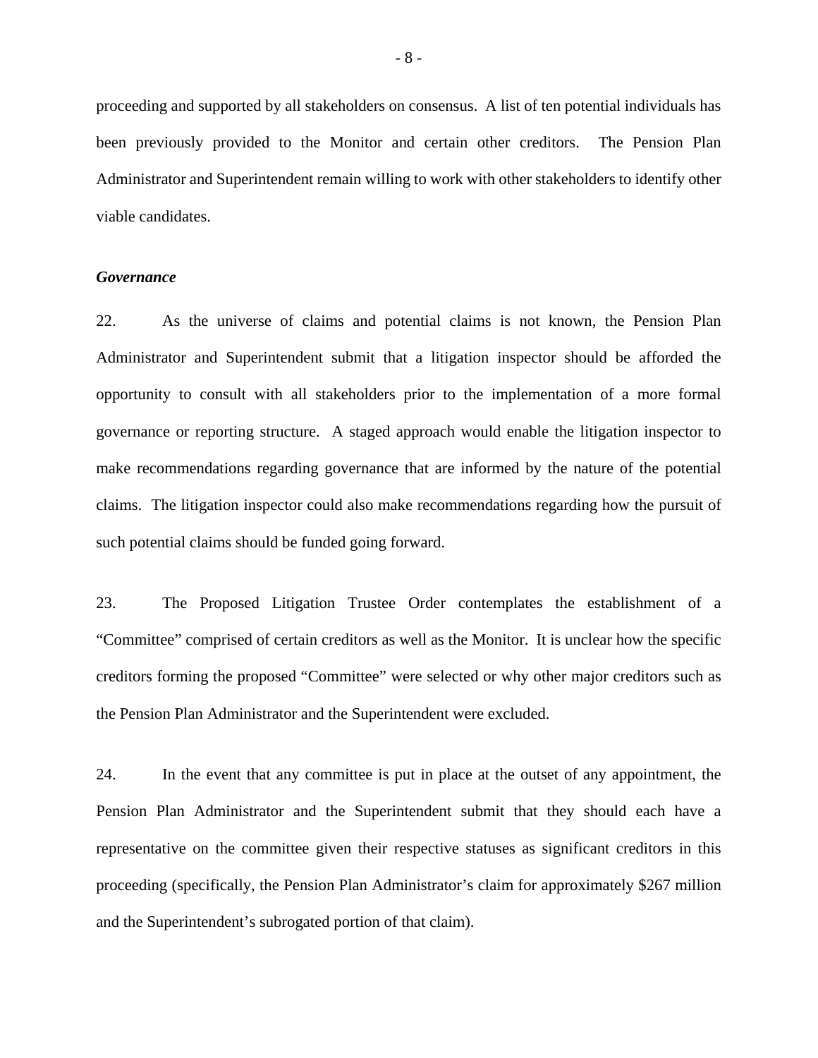proceeding and supported by all stakeholders on consensus. A list of ten potential individuals has been previously provided to the Monitor and certain other creditors. The Pension Plan Administrator and Superintendent remain willing to work with other stakeholders to identify other viable candidates.

***Governance***

22. As the universe of claims and potential claims is not known, the Pension Plan Administrator and Superintendent submit that a litigation inspector should be afforded the opportunity to consult with all stakeholders prior to the implementation of a more formal governance or reporting structure. A staged approach would enable the litigation inspector to make recommendations regarding governance that are informed by the nature of the potential claims. The litigation inspector could also make recommendations regarding how the pursuit of such potential claims should be funded going forward.

23. The Proposed Litigation Trustee Order contemplates the establishment of a "Committee" comprised of certain creditors as well as the Monitor. It is unclear how the specific creditors forming the proposed "Committee" were selected or why other major creditors such as the Pension Plan Administrator and the Superintendent were excluded.

24. In the event that any committee is put in place at the outset of any appointment, the Pension Plan Administrator and the Superintendent submit that they should each have a representative on the committee given their respective statuses as significant creditors in this proceeding (specifically, the Pension Plan Administrator's claim for approximately $267 million and the Superintendent's subrogated portion of that claim).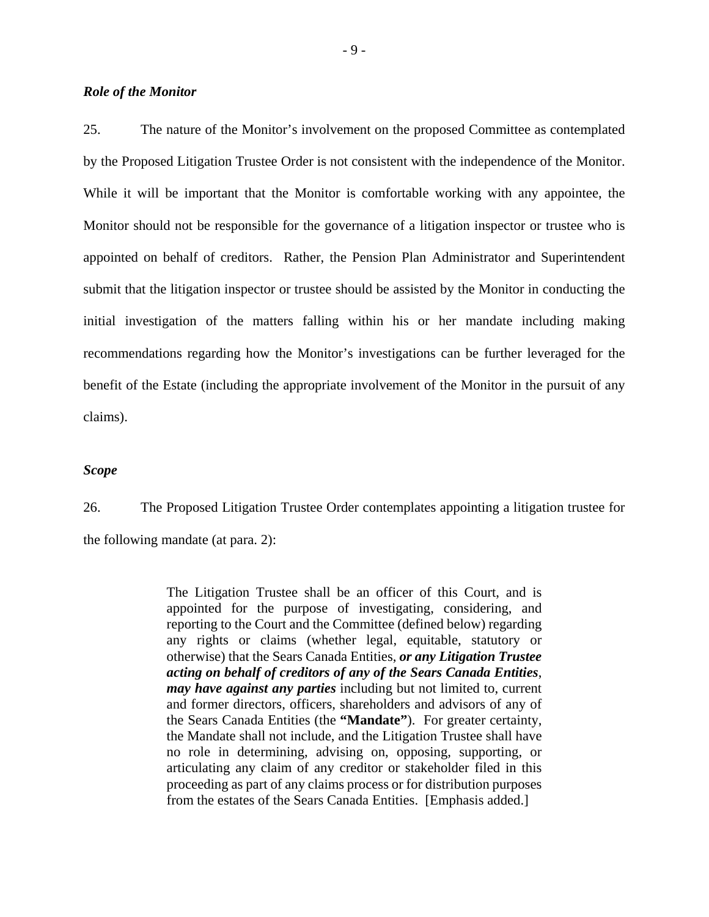***Role of the Monitor***

25. The nature of the Monitor's involvement on the proposed Committee as contemplated by the Proposed Litigation Trustee Order is not consistent with the independence of the Monitor. While it will be important that the Monitor is comfortable working with any appointee, the Monitor should not be responsible for the governance of a litigation inspector or trustee who is appointed on behalf of creditors. Rather, the Pension Plan Administrator and Superintendent submit that the litigation inspector or trustee should be assisted by the Monitor in conducting the initial investigation of the matters falling within his or her mandate including making recommendations regarding how the Monitor's investigations can be further leveraged for the benefit of the Estate (including the appropriate involvement of the Monitor in the pursuit of any claims).

***Scope***

26. The Proposed Litigation Trustee Order contemplates appointing a litigation trustee for the following mandate (at para. 2):

> The Litigation Trustee shall be an officer of this Court, and is appointed for the purpose of investigating, considering, and reporting to the Court and the Committee (defined below) regarding any rights or claims (whether legal, equitable, statutory or otherwise) that the Sears Canada Entities, ***or any Litigation Trustee acting on behalf of creditors of any of the Sears Canada Entities***, ***may have against any parties*** including but not limited to, current and former directors, officers, shareholders and advisors of any of the Sears Canada Entities (the **"Mandate"**). For greater certainty, the Mandate shall not include, and the Litigation Trustee shall have no role in determining, advising on, opposing, supporting, or articulating any claim of any creditor or stakeholder filed in this proceeding as part of any claims process or for distribution purposes from the estates of the Sears Canada Entities. [Emphasis added.]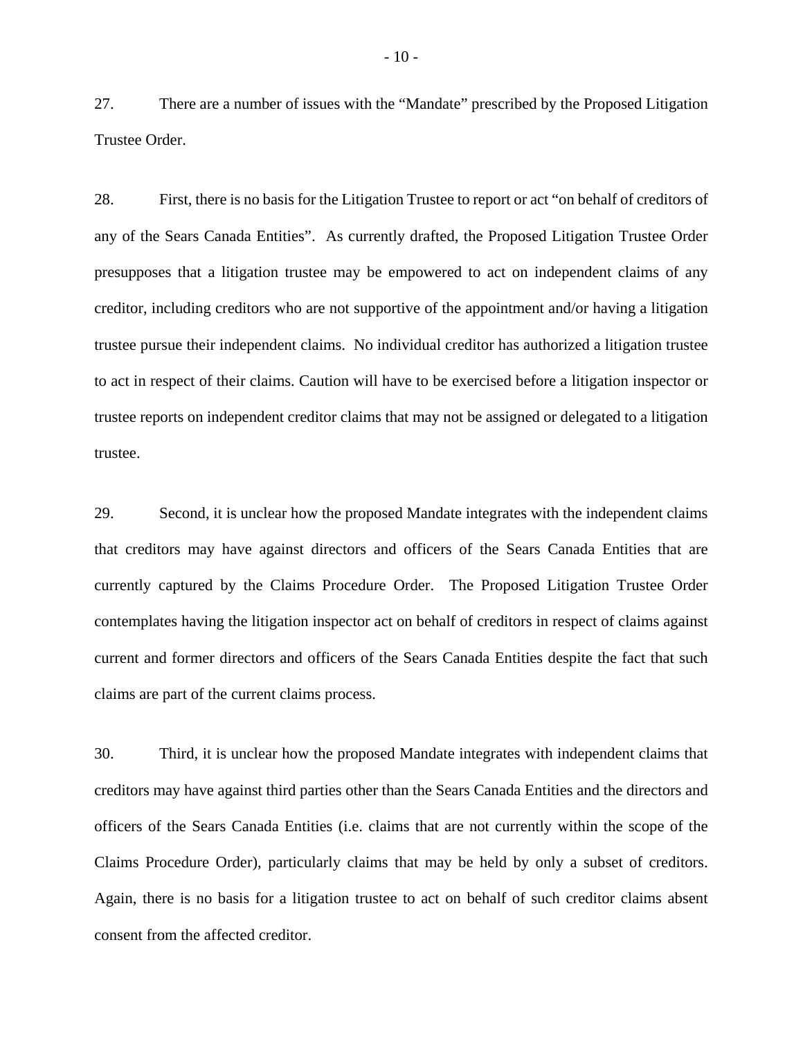27. There are a number of issues with the "Mandate" prescribed by the Proposed Litigation Trustee Order.

28. First, there is no basis for the Litigation Trustee to report or act "on behalf of creditors of any of the Sears Canada Entities". As currently drafted, the Proposed Litigation Trustee Order presupposes that a litigation trustee may be empowered to act on independent claims of any creditor, including creditors who are not supportive of the appointment and/or having a litigation trustee pursue their independent claims. No individual creditor has authorized a litigation trustee to act in respect of their claims. Caution will have to be exercised before a litigation inspector or trustee reports on independent creditor claims that may not be assigned or delegated to a litigation trustee.

29. Second, it is unclear how the proposed Mandate integrates with the independent claims that creditors may have against directors and officers of the Sears Canada Entities that are currently captured by the Claims Procedure Order. The Proposed Litigation Trustee Order contemplates having the litigation inspector act on behalf of creditors in respect of claims against current and former directors and officers of the Sears Canada Entities despite the fact that such claims are part of the current claims process.

30. Third, it is unclear how the proposed Mandate integrates with independent claims that creditors may have against third parties other than the Sears Canada Entities and the directors and officers of the Sears Canada Entities (i.e. claims that are not currently within the scope of the Claims Procedure Order), particularly claims that may be held by only a subset of creditors. Again, there is no basis for a litigation trustee to act on behalf of such creditor claims absent consent from the affected creditor.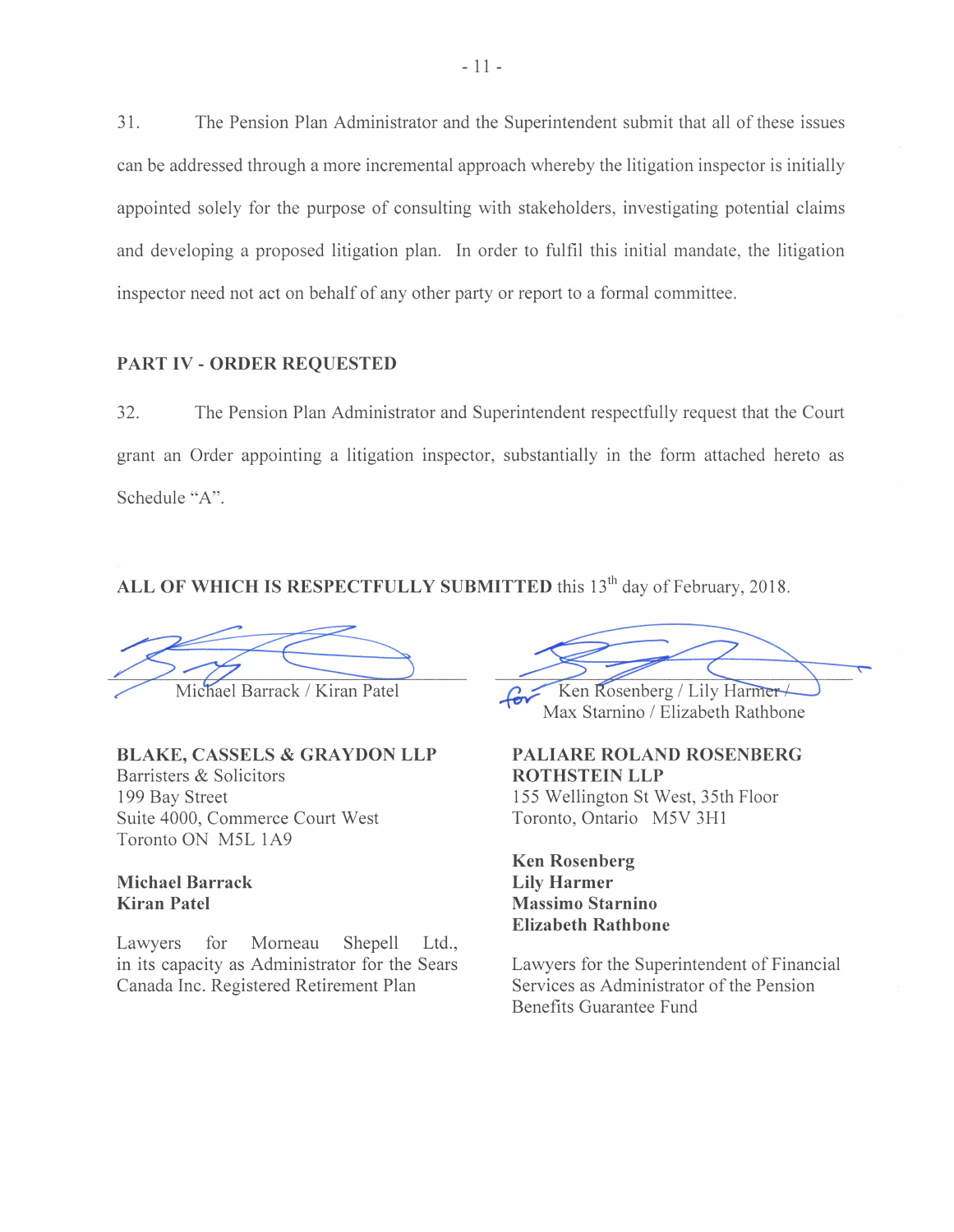31. The Pension Plan Administrator and the Superintendent submit that all of these issues can be addressed through a more incremental approach whereby the litigation inspector is initially appointed solely for the purpose of consulting with stakeholders, investigating potential claims and developing a proposed litigation plan. In order to fulfil this initial mandate, the litigation inspector need not act on behalf of any other party or report to a formal committee.

## PART IV - ORDER REQUESTED

32. The Pension Plan Administrator and Superintendent respectfully request that the Court grant an Order appointing a litigation inspector, substantially in the form attached hereto as Schedule "A".

**ALL OF WHICH IS RESPECTFULLY SUBMITTED** this 13th day of February, 2018.

Michael Barrack / Kiran Patel

**BLAKE, CASSELS & GRAYDON LLP**
Barristers & Solicitors
199 Bay Street
Suite 4000, Commerce Court West
Toronto ON M5L 1A9

**Michael Barrack**
**Kiran Patel**

Lawyers for Morneau Shepell Ltd., in its capacity as Administrator for the Sears Canada Inc. Registered Retirement Plan

for Ken Rosenberg / Lily Harmer / Max Starnino / Elizabeth Rathbone

**PALIARE ROLAND ROSENBERG ROTHSTEIN LLP**
155 Wellington St West, 35th Floor
Toronto, Ontario M5V 3H1

**Ken Rosenberg**
**Lily Harmer**
**Massimo Starnino**
**Elizabeth Rathbone**

Lawyers for the Superintendent of Financial Services as Administrator of the Pension Benefits Guarantee Fund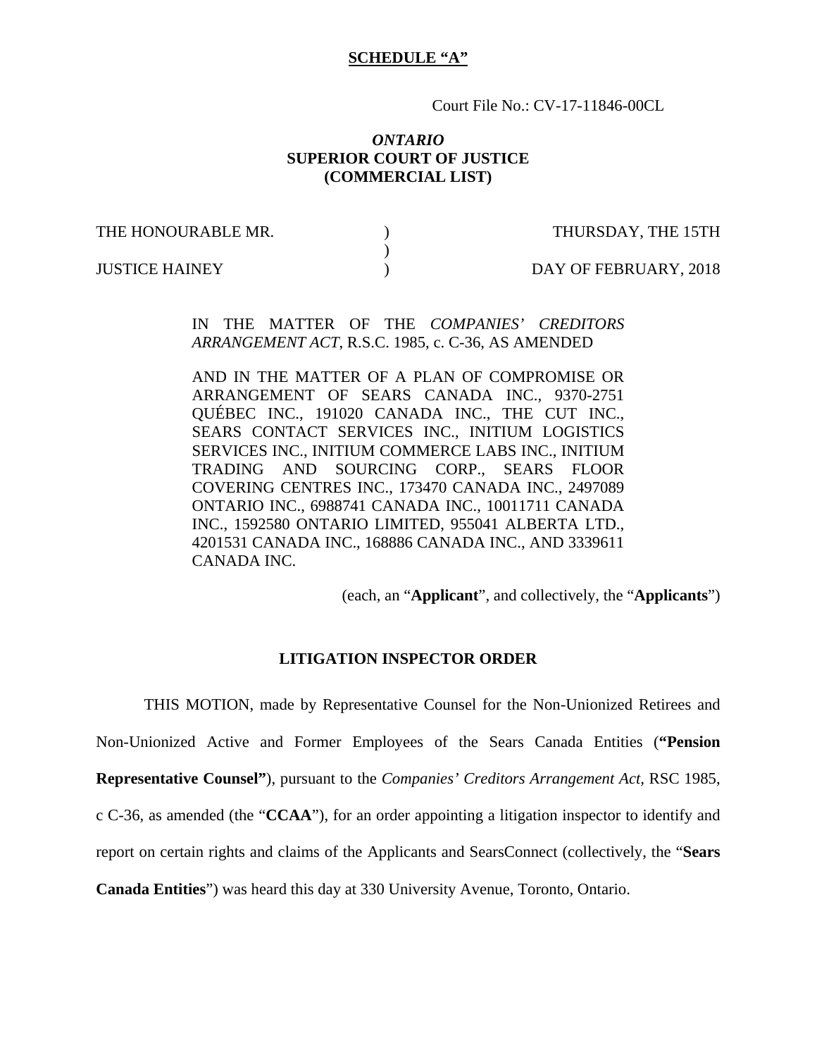**SCHEDULE "A"**

Court File No.: CV-17-11846-00CL

*ONTARIO*
**SUPERIOR COURT OF JUSTICE**
**(COMMERCIAL LIST)**

| | | |
|---|---|---|
| THE HONOURABLE MR. | ) | THURSDAY, THE 15TH |
| | ) | |
| JUSTICE HAINEY | ) | DAY OF FEBRUARY, 2018 |

IN THE MATTER OF THE *COMPANIES' CREDITORS ARRANGEMENT ACT*, R.S.C. 1985, c. C-36, AS AMENDED

AND IN THE MATTER OF A PLAN OF COMPROMISE OR ARRANGEMENT OF SEARS CANADA INC., 9370-2751 QUÉBEC INC., 191020 CANADA INC., THE CUT INC., SEARS CONTACT SERVICES INC., INITIUM LOGISTICS SERVICES INC., INITIUM COMMERCE LABS INC., INITIUM TRADING AND SOURCING CORP., SEARS FLOOR COVERING CENTRES INC., 173470 CANADA INC., 2497089 ONTARIO INC., 6988741 CANADA INC., 10011711 CANADA INC., 1592580 ONTARIO LIMITED, 955041 ALBERTA LTD., 4201531 CANADA INC., 168886 CANADA INC., AND 3339611 CANADA INC.

(each, an "**Applicant**", and collectively, the "**Applicants**")

**LITIGATION INSPECTOR ORDER**

THIS MOTION, made by Representative Counsel for the Non-Unionized Retirees and Non-Unionized Active and Former Employees of the Sears Canada Entities (**"Pension Representative Counsel"**), pursuant to the *Companies' Creditors Arrangement Act,* RSC 1985, c C-36, as amended (the "**CCAA**"), for an order appointing a litigation inspector to identify and report on certain rights and claims of the Applicants and SearsConnect (collectively, the "**Sears Canada Entities**") was heard this day at 330 University Avenue, Toronto, Ontario.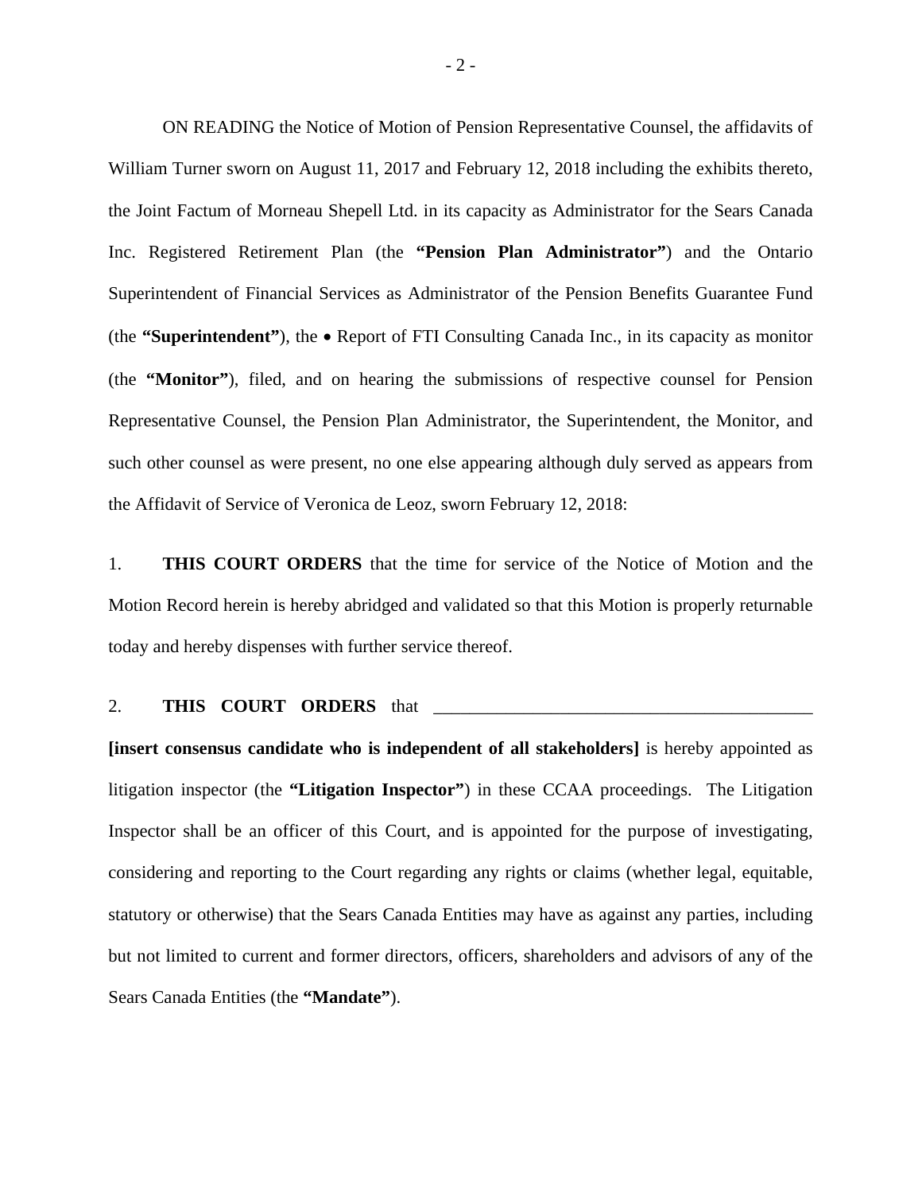ON READING the Notice of Motion of Pension Representative Counsel, the affidavits of William Turner sworn on August 11, 2017 and February 12, 2018 including the exhibits thereto, the Joint Factum of Morneau Shepell Ltd. in its capacity as Administrator for the Sears Canada Inc. Registered Retirement Plan (the **"Pension Plan Administrator"**) and the Ontario Superintendent of Financial Services as Administrator of the Pension Benefits Guarantee Fund (the **"Superintendent"**), the • Report of FTI Consulting Canada Inc., in its capacity as monitor (the **"Monitor"**), filed, and on hearing the submissions of respective counsel for Pension Representative Counsel, the Pension Plan Administrator, the Superintendent, the Monitor, and such other counsel as were present, no one else appearing although duly served as appears from the Affidavit of Service of Veronica de Leoz, sworn February 12, 2018:

1. **THIS COURT ORDERS** that the time for service of the Notice of Motion and the Motion Record herein is hereby abridged and validated so that this Motion is properly returnable today and hereby dispenses with further service thereof.

2. **THIS COURT ORDERS** that ___________________________________________ **[insert consensus candidate who is independent of all stakeholders]** is hereby appointed as litigation inspector (the **"Litigation Inspector"**) in these CCAA proceedings. The Litigation Inspector shall be an officer of this Court, and is appointed for the purpose of investigating, considering and reporting to the Court regarding any rights or claims (whether legal, equitable, statutory or otherwise) that the Sears Canada Entities may have as against any parties, including but not limited to current and former directors, officers, shareholders and advisors of any of the Sears Canada Entities (the **"Mandate"**).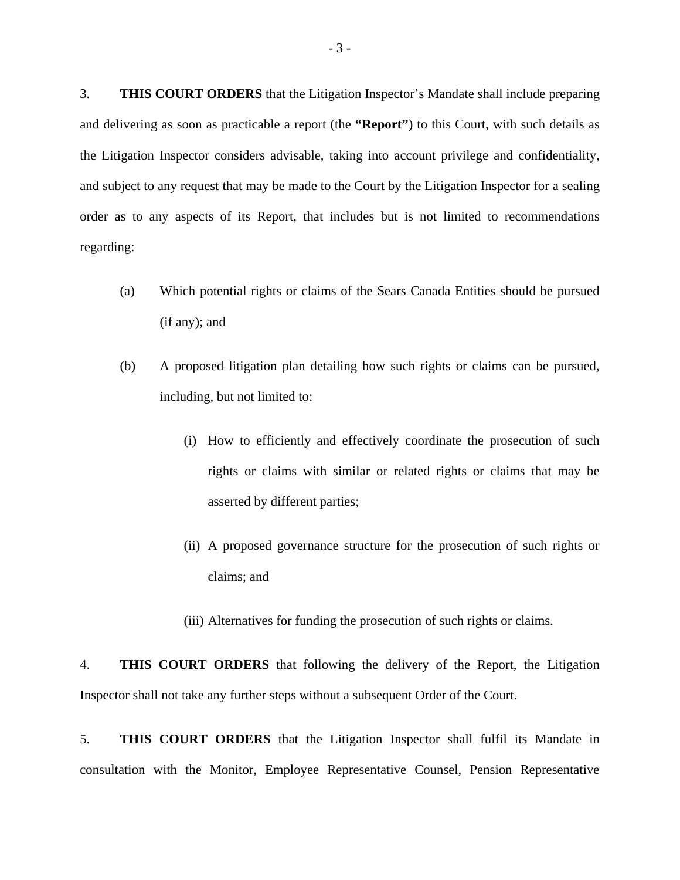3. **THIS COURT ORDERS** that the Litigation Inspector's Mandate shall include preparing and delivering as soon as practicable a report (the **"Report"**) to this Court, with such details as the Litigation Inspector considers advisable, taking into account privilege and confidentiality, and subject to any request that may be made to the Court by the Litigation Inspector for a sealing order as to any aspects of its Report, that includes but is not limited to recommendations regarding:

(a) Which potential rights or claims of the Sears Canada Entities should be pursued (if any); and

(b) A proposed litigation plan detailing how such rights or claims can be pursued, including, but not limited to:

(i) How to efficiently and effectively coordinate the prosecution of such rights or claims with similar or related rights or claims that may be asserted by different parties;

(ii) A proposed governance structure for the prosecution of such rights or claims; and

(iii) Alternatives for funding the prosecution of such rights or claims.

4. **THIS COURT ORDERS** that following the delivery of the Report, the Litigation Inspector shall not take any further steps without a subsequent Order of the Court.

5. **THIS COURT ORDERS** that the Litigation Inspector shall fulfil its Mandate in consultation with the Monitor, Employee Representative Counsel, Pension Representative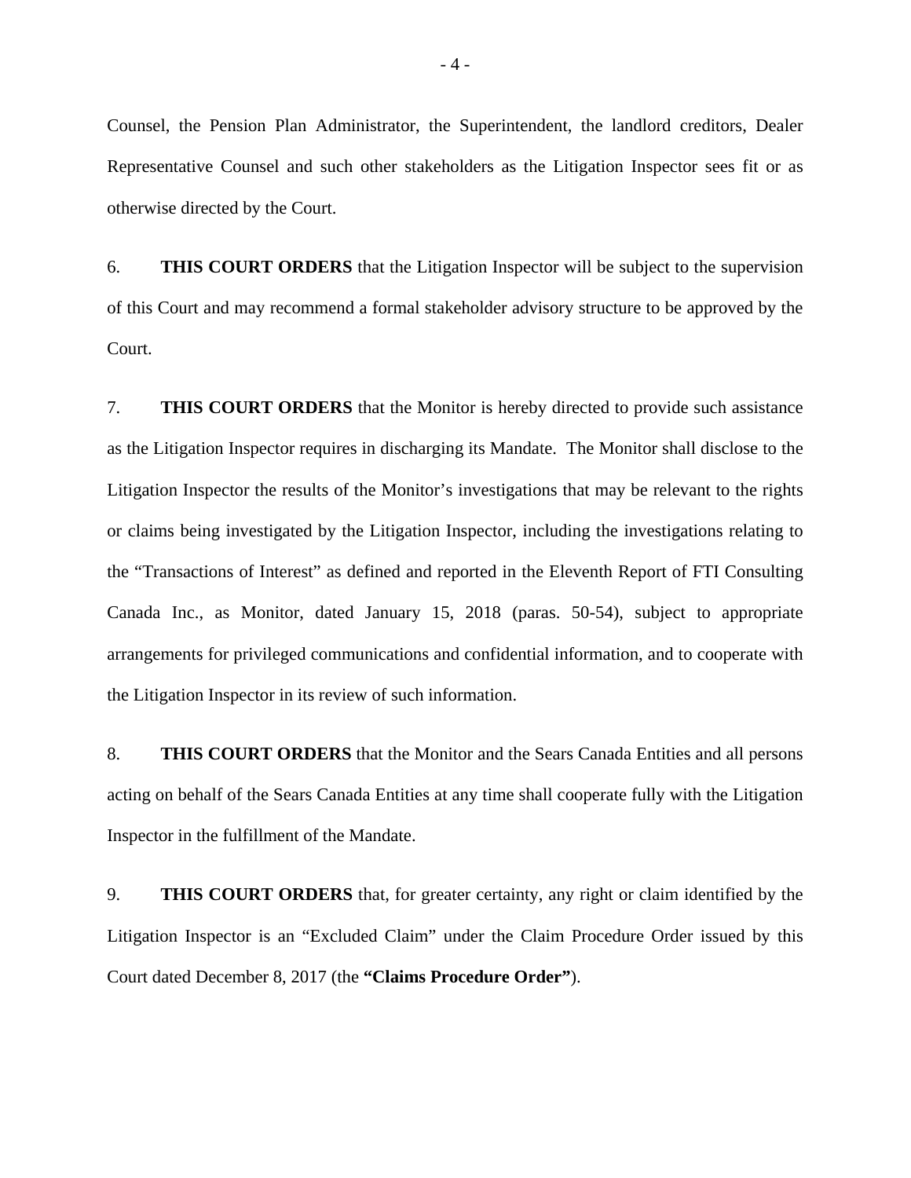Counsel, the Pension Plan Administrator, the Superintendent, the landlord creditors, Dealer Representative Counsel and such other stakeholders as the Litigation Inspector sees fit or as otherwise directed by the Court.

6. **THIS COURT ORDERS** that the Litigation Inspector will be subject to the supervision of this Court and may recommend a formal stakeholder advisory structure to be approved by the Court.

7. **THIS COURT ORDERS** that the Monitor is hereby directed to provide such assistance as the Litigation Inspector requires in discharging its Mandate. The Monitor shall disclose to the Litigation Inspector the results of the Monitor's investigations that may be relevant to the rights or claims being investigated by the Litigation Inspector, including the investigations relating to the "Transactions of Interest" as defined and reported in the Eleventh Report of FTI Consulting Canada Inc., as Monitor, dated January 15, 2018 (paras. 50-54), subject to appropriate arrangements for privileged communications and confidential information, and to cooperate with the Litigation Inspector in its review of such information.

8. **THIS COURT ORDERS** that the Monitor and the Sears Canada Entities and all persons acting on behalf of the Sears Canada Entities at any time shall cooperate fully with the Litigation Inspector in the fulfillment of the Mandate.

9. **THIS COURT ORDERS** that, for greater certainty, any right or claim identified by the Litigation Inspector is an "Excluded Claim" under the Claim Procedure Order issued by this Court dated December 8, 2017 (the **"Claims Procedure Order"**).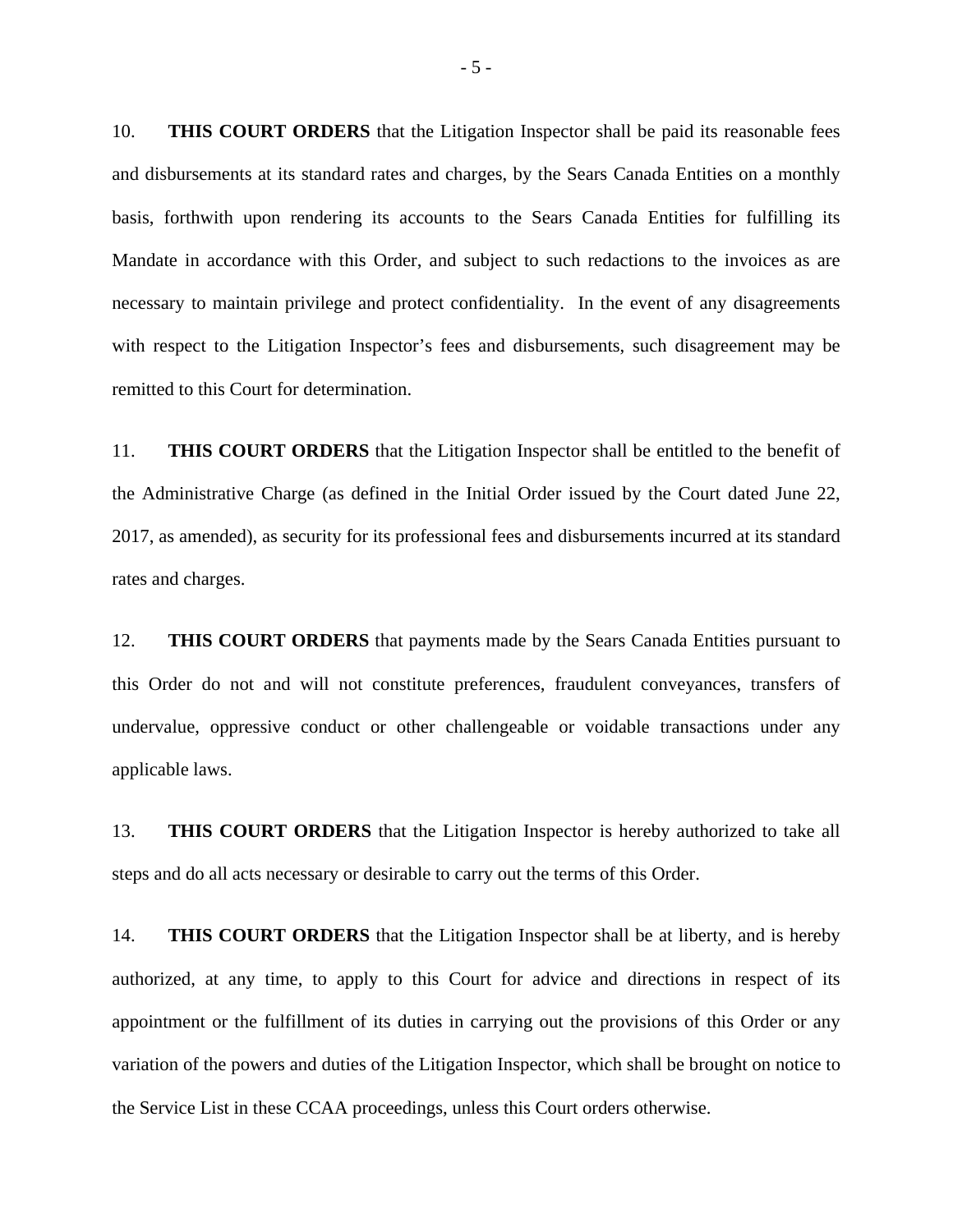10. **THIS COURT ORDERS** that the Litigation Inspector shall be paid its reasonable fees and disbursements at its standard rates and charges, by the Sears Canada Entities on a monthly basis, forthwith upon rendering its accounts to the Sears Canada Entities for fulfilling its Mandate in accordance with this Order, and subject to such redactions to the invoices as are necessary to maintain privilege and protect confidentiality. In the event of any disagreements with respect to the Litigation Inspector's fees and disbursements, such disagreement may be remitted to this Court for determination.

11. **THIS COURT ORDERS** that the Litigation Inspector shall be entitled to the benefit of the Administrative Charge (as defined in the Initial Order issued by the Court dated June 22, 2017, as amended), as security for its professional fees and disbursements incurred at its standard rates and charges.

12. **THIS COURT ORDERS** that payments made by the Sears Canada Entities pursuant to this Order do not and will not constitute preferences, fraudulent conveyances, transfers of undervalue, oppressive conduct or other challengeable or voidable transactions under any applicable laws.

13. **THIS COURT ORDERS** that the Litigation Inspector is hereby authorized to take all steps and do all acts necessary or desirable to carry out the terms of this Order.

14. **THIS COURT ORDERS** that the Litigation Inspector shall be at liberty, and is hereby authorized, at any time, to apply to this Court for advice and directions in respect of its appointment or the fulfillment of its duties in carrying out the provisions of this Order or any variation of the powers and duties of the Litigation Inspector, which shall be brought on notice to the Service List in these CCAA proceedings, unless this Court orders otherwise.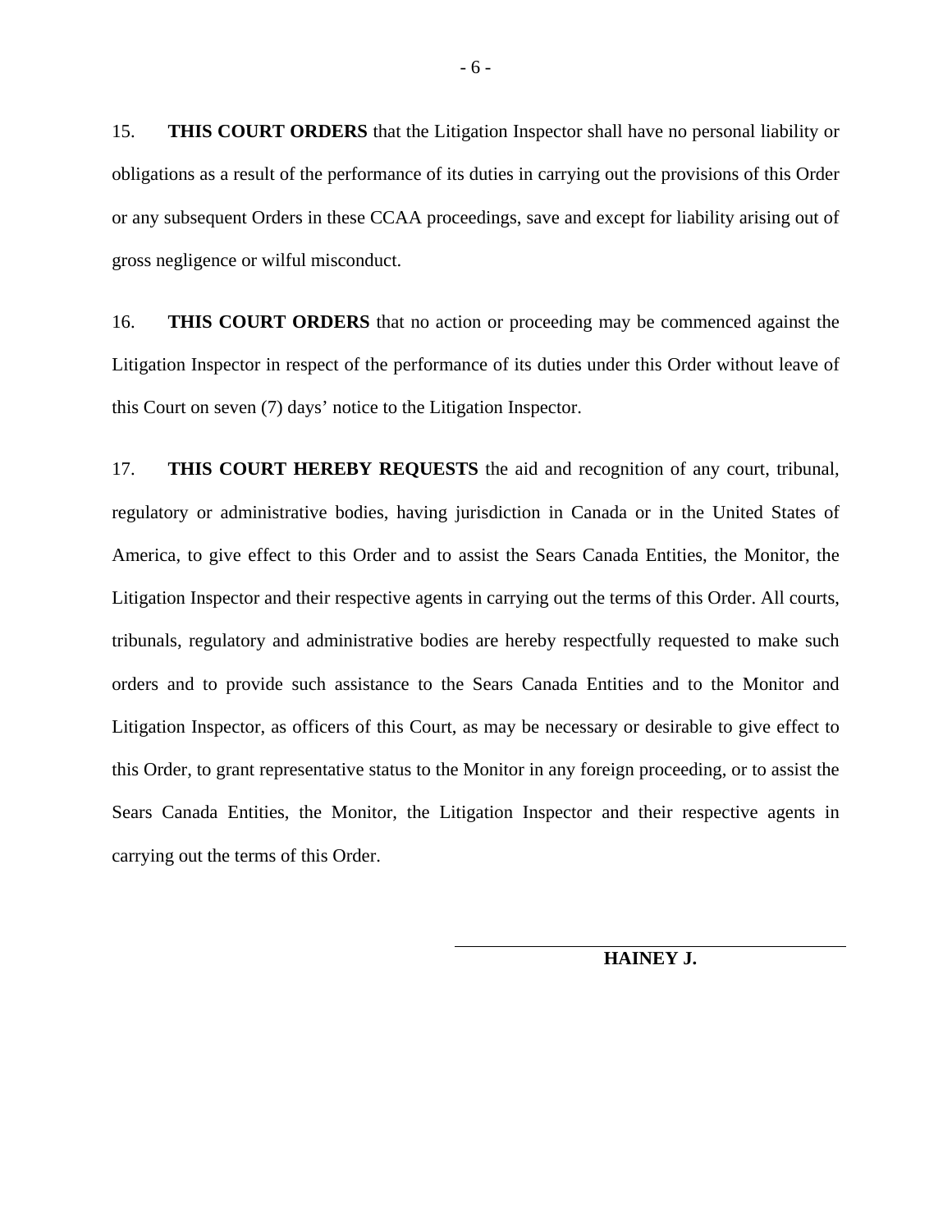15. **THIS COURT ORDERS** that the Litigation Inspector shall have no personal liability or obligations as a result of the performance of its duties in carrying out the provisions of this Order or any subsequent Orders in these CCAA proceedings, save and except for liability arising out of gross negligence or wilful misconduct.

16. **THIS COURT ORDERS** that no action or proceeding may be commenced against the Litigation Inspector in respect of the performance of its duties under this Order without leave of this Court on seven (7) days' notice to the Litigation Inspector.

17. **THIS COURT HEREBY REQUESTS** the aid and recognition of any court, tribunal, regulatory or administrative bodies, having jurisdiction in Canada or in the United States of America, to give effect to this Order and to assist the Sears Canada Entities, the Monitor, the Litigation Inspector and their respective agents in carrying out the terms of this Order. All courts, tribunals, regulatory and administrative bodies are hereby respectfully requested to make such orders and to provide such assistance to the Sears Canada Entities and to the Monitor and Litigation Inspector, as officers of this Court, as may be necessary or desirable to give effect to this Order, to grant representative status to the Monitor in any foreign proceeding, or to assist the Sears Canada Entities, the Monitor, the Litigation Inspector and their respective agents in carrying out the terms of this Order.

______________________________

**HAINEY J.**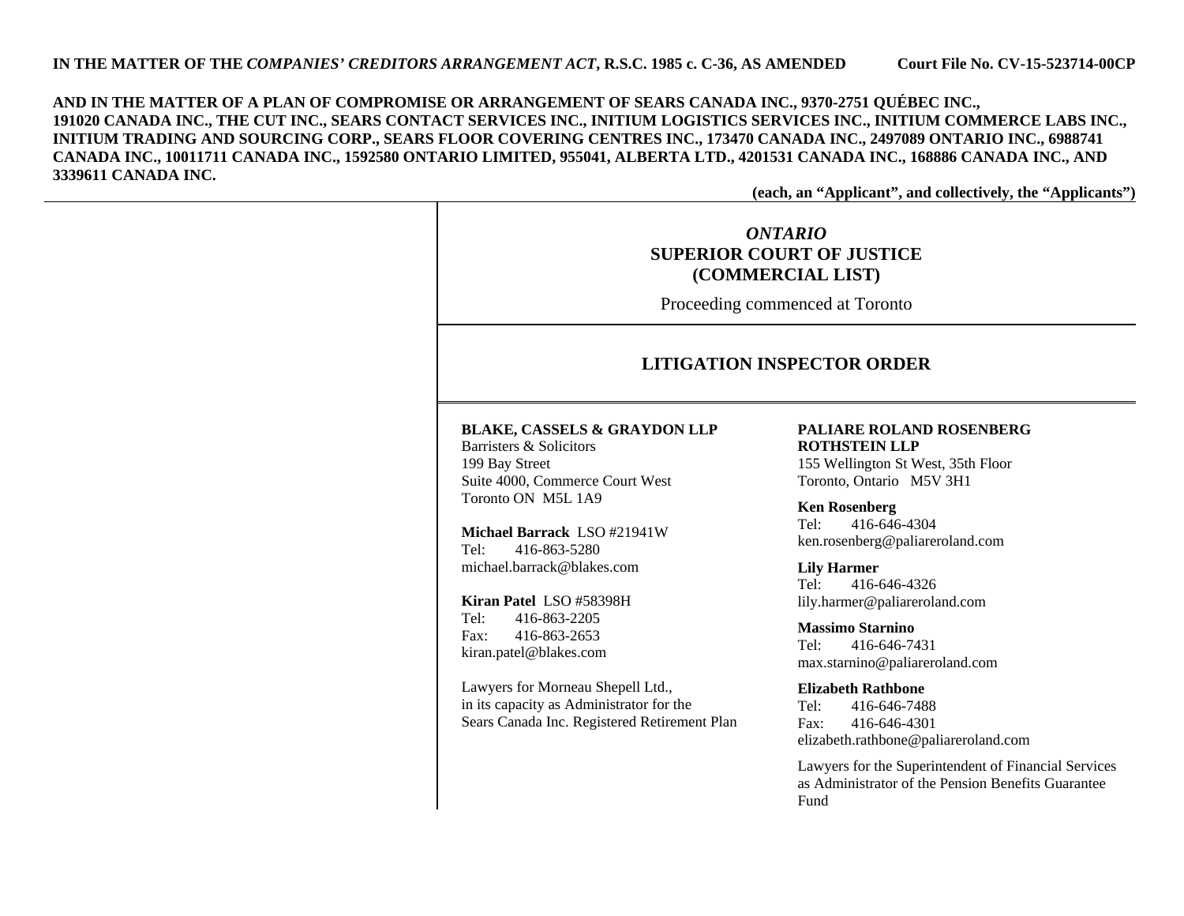**IN THE MATTER OF THE *COMPANIES' CREDITORS ARRANGEMENT ACT*, R.S.C. 1985 c. C-36, AS AMENDED** **Court File No. CV-15-523714-00CP**

**AND IN THE MATTER OF A PLAN OF COMPROMISE OR ARRANGEMENT OF SEARS CANADA INC., 9370-2751 QUÉBEC INC., 191020 CANADA INC., THE CUT INC., SEARS CONTACT SERVICES INC., INITIUM LOGISTICS SERVICES INC., INITIUM COMMERCE LABS INC., INITIUM TRADING AND SOURCING CORP., SEARS FLOOR COVERING CENTRES INC., 173470 CANADA INC., 2497089 ONTARIO INC., 6988741 CANADA INC., 10011711 CANADA INC., 1592580 ONTARIO LIMITED, 955041, ALBERTA LTD., 4201531 CANADA INC., 168886 CANADA INC., AND 3339611 CANADA INC.**

**(each, an "Applicant", and collectively, the "Applicants")**

***ONTARIO***
**SUPERIOR COURT OF JUSTICE**
**(COMMERCIAL LIST)**

Proceeding commenced at Toronto

## LITIGATION INSPECTOR ORDER

**BLAKE, CASSELS & GRAYDON LLP**
Barristers & Solicitors
199 Bay Street
Suite 4000, Commerce Court West
Toronto ON M5L 1A9

**Michael Barrack** LSO #21941W
Tel: 416-863-5280
michael.barrack@blakes.com

**Kiran Patel** LSO #58398H
Tel: 416-863-2205
Fax: 416-863-2653
kiran.patel@blakes.com

Lawyers for Morneau Shepell Ltd., in its capacity as Administrator for the Sears Canada Inc. Registered Retirement Plan

**PALIARE ROLAND ROSENBERG ROTHSTEIN LLP**
155 Wellington St West, 35th Floor
Toronto, Ontario M5V 3H1

**Ken Rosenberg**
Tel: 416-646-4304
ken.rosenberg@paliareroland.com

**Lily Harmer**
Tel: 416-646-4326
lily.harmer@paliareroland.com

**Massimo Starnino**
Tel: 416-646-7431
max.starnino@paliareroland.com

**Elizabeth Rathbone**
Tel: 416-646-7488
Fax: 416-646-4301
elizabeth.rathbone@paliareroland.com

Lawyers for the Superintendent of Financial Services as Administrator of the Pension Benefits Guarantee Fund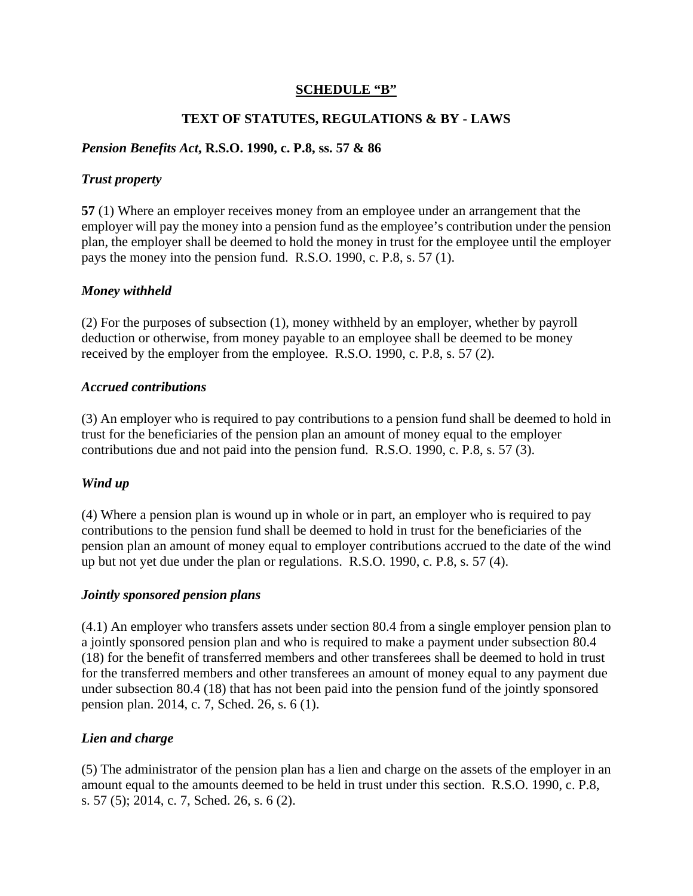## SCHEDULE "B"

## TEXT OF STATUTES, REGULATIONS & BY - LAWS

***Pension Benefits Act*, R.S.O. 1990, c. P.8, ss. 57 & 86**

***Trust property***

**57** (1) Where an employer receives money from an employee under an arrangement that the employer will pay the money into a pension fund as the employee's contribution under the pension plan, the employer shall be deemed to hold the money in trust for the employee until the employer pays the money into the pension fund. R.S.O. 1990, c. P.8, s. 57 (1).

***Money withheld***

(2) For the purposes of subsection (1), money withheld by an employer, whether by payroll deduction or otherwise, from money payable to an employee shall be deemed to be money received by the employer from the employee. R.S.O. 1990, c. P.8, s. 57 (2).

***Accrued contributions***

(3) An employer who is required to pay contributions to a pension fund shall be deemed to hold in trust for the beneficiaries of the pension plan an amount of money equal to the employer contributions due and not paid into the pension fund. R.S.O. 1990, c. P.8, s. 57 (3).

***Wind up***

(4) Where a pension plan is wound up in whole or in part, an employer who is required to pay contributions to the pension fund shall be deemed to hold in trust for the beneficiaries of the pension plan an amount of money equal to employer contributions accrued to the date of the wind up but not yet due under the plan or regulations. R.S.O. 1990, c. P.8, s. 57 (4).

***Jointly sponsored pension plans***

(4.1) An employer who transfers assets under section 80.4 from a single employer pension plan to a jointly sponsored pension plan and who is required to make a payment under subsection 80.4 (18) for the benefit of transferred members and other transferees shall be deemed to hold in trust for the transferred members and other transferees an amount of money equal to any payment due under subsection 80.4 (18) that has not been paid into the pension fund of the jointly sponsored pension plan. 2014, c. 7, Sched. 26, s. 6 (1).

***Lien and charge***

(5) The administrator of the pension plan has a lien and charge on the assets of the employer in an amount equal to the amounts deemed to be held in trust under this section. R.S.O. 1990, c. P.8, s. 57 (5); 2014, c. 7, Sched. 26, s. 6 (2).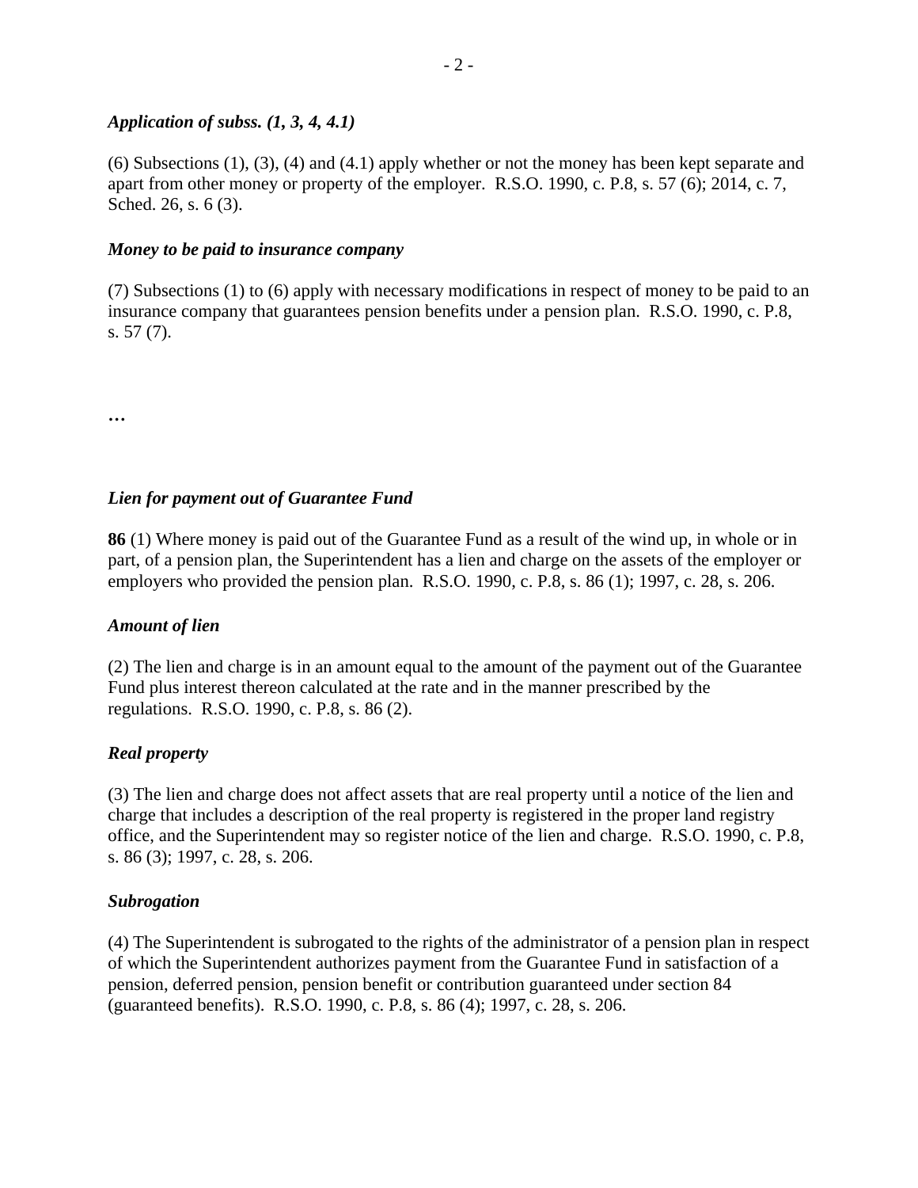***Application of subss. (1, 3, 4, 4.1)***

(6) Subsections (1), (3), (4) and (4.1) apply whether or not the money has been kept separate and apart from other money or property of the employer. R.S.O. 1990, c. P.8, s. 57 (6); 2014, c. 7, Sched. 26, s. 6 (3).

***Money to be paid to insurance company***

(7) Subsections (1) to (6) apply with necessary modifications in respect of money to be paid to an insurance company that guarantees pension benefits under a pension plan. R.S.O. 1990, c. P.8, s. 57 (7).

…

***Lien for payment out of Guarantee Fund***

**86** (1) Where money is paid out of the Guarantee Fund as a result of the wind up, in whole or in part, of a pension plan, the Superintendent has a lien and charge on the assets of the employer or employers who provided the pension plan. R.S.O. 1990, c. P.8, s. 86 (1); 1997, c. 28, s. 206.

***Amount of lien***

(2) The lien and charge is in an amount equal to the amount of the payment out of the Guarantee Fund plus interest thereon calculated at the rate and in the manner prescribed by the regulations. R.S.O. 1990, c. P.8, s. 86 (2).

***Real property***

(3) The lien and charge does not affect assets that are real property until a notice of the lien and charge that includes a description of the real property is registered in the proper land registry office, and the Superintendent may so register notice of the lien and charge. R.S.O. 1990, c. P.8, s. 86 (3); 1997, c. 28, s. 206.

***Subrogation***

(4) The Superintendent is subrogated to the rights of the administrator of a pension plan in respect of which the Superintendent authorizes payment from the Guarantee Fund in satisfaction of a pension, deferred pension, pension benefit or contribution guaranteed under section 84 (guaranteed benefits). R.S.O. 1990, c. P.8, s. 86 (4); 1997, c. 28, s. 206.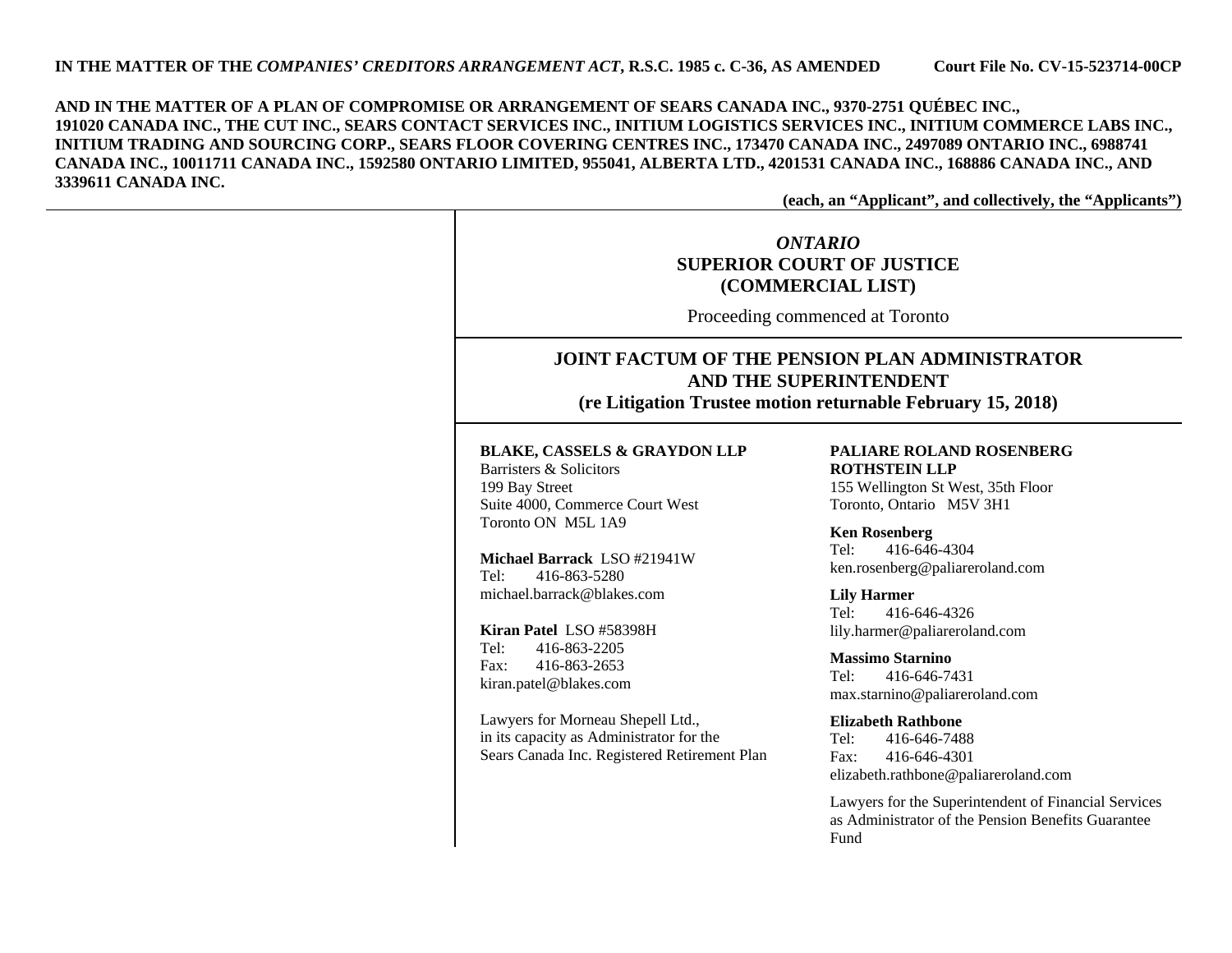IN THE MATTER OF THE *COMPANIES' CREDITORS ARRANGEMENT ACT*, R.S.C. 1985 c. C-36, AS AMENDED

Court File No. CV-15-523714-00CP

AND IN THE MATTER OF A PLAN OF COMPROMISE OR ARRANGEMENT OF SEARS CANADA INC., 9370-2751 QUÉBEC INC., 191020 CANADA INC., THE CUT INC., SEARS CONTACT SERVICES INC., INITIUM LOGISTICS SERVICES INC., INITIUM COMMERCE LABS INC., INITIUM TRADING AND SOURCING CORP., SEARS FLOOR COVERING CENTRES INC., 173470 CANADA INC., 2497089 ONTARIO INC., 6988741 CANADA INC., 10011711 CANADA INC., 1592580 ONTARIO LIMITED, 955041, ALBERTA LTD., 4201531 CANADA INC., 168886 CANADA INC., AND 3339611 CANADA INC.

(each, an "Applicant", and collectively, the "Applicants")

*ONTARIO*
**SUPERIOR COURT OF JUSTICE**
**(COMMERCIAL LIST)**

Proceeding commenced at Toronto

**JOINT FACTUM OF THE PENSION PLAN ADMINISTRATOR AND THE SUPERINTENDENT**
**(re Litigation Trustee motion returnable February 15, 2018)**

**BLAKE, CASSELS & GRAYDON LLP**
Barristers & Solicitors
199 Bay Street
Suite 4000, Commerce Court West
Toronto ON M5L 1A9

**Michael Barrack** LSO #21941W
Tel: 416-863-5280
michael.barrack@blakes.com

**Kiran Patel** LSO #58398H
Tel: 416-863-2205
Fax: 416-863-2653
kiran.patel@blakes.com

Lawyers for Morneau Shepell Ltd., in its capacity as Administrator for the Sears Canada Inc. Registered Retirement Plan

**PALIARE ROLAND ROSENBERG ROTHSTEIN LLP**
155 Wellington St West, 35th Floor
Toronto, Ontario M5V 3H1

**Ken Rosenberg**
Tel: 416-646-4304
ken.rosenberg@paliareroland.com

**Lily Harmer**
Tel: 416-646-4326
lily.harmer@paliareroland.com

**Massimo Starnino**
Tel: 416-646-7431
max.starnino@paliareroland.com

**Elizabeth Rathbone**
Tel: 416-646-7488
Fax: 416-646-4301
elizabeth.rathbone@paliareroland.com

Lawyers for the Superintendent of Financial Services as Administrator of the Pension Benefits Guarantee Fund